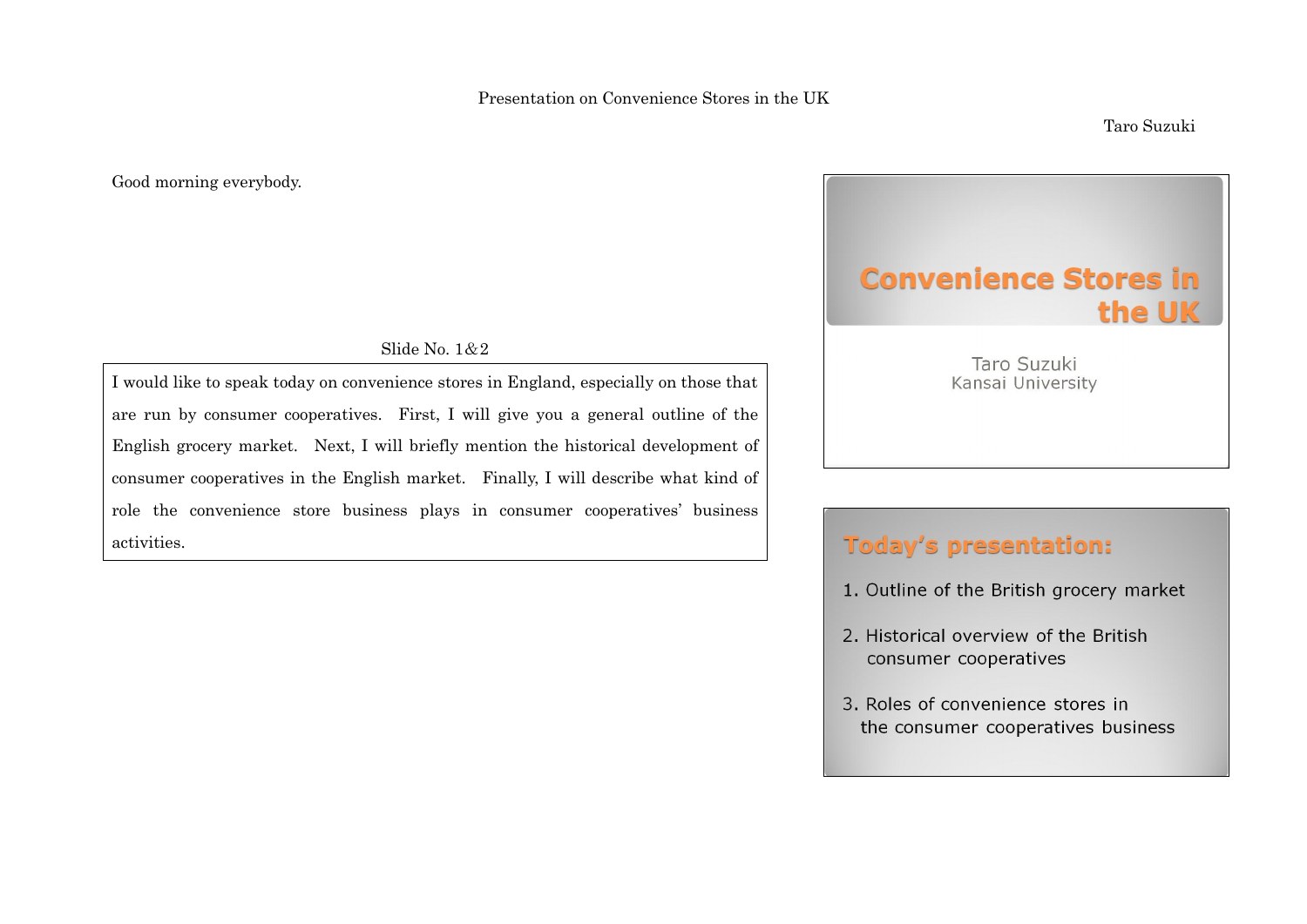Presentation on Convenience Stores in the UK

Taro Suzuki

Good morning everybody.

Slide No. 1&2

I would like to speak today on convenience stores in England, especially on those that are run by consumer cooperatives. First, I will give you a general outline of the English grocery market. Next, I will briefly mention the historical development of consumer cooperatives in the English market. Finally, I will describe what kind of role the convenience store business plays in consumer cooperatives' business activities.

# Convenience Stores in the UK

Taro Suzuki
Kansai University

## Today's presentation:

1. Outline of the British grocery market
2. Historical overview of the British consumer cooperatives
3. Roles of convenience stores in the consumer cooperatives business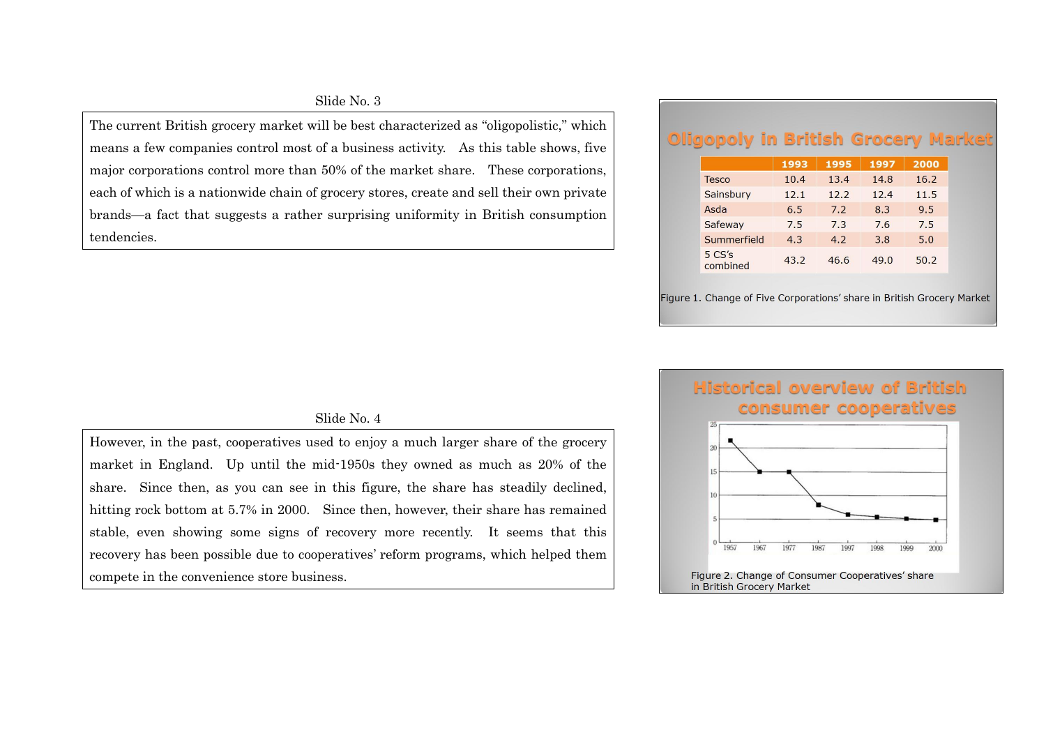Slide No. 3

The current British grocery market will be best characterized as "oligopolistic," which means a few companies control most of a business activity. As this table shows, five major corporations control more than 50% of the market share. These corporations, each of which is a nationwide chain of grocery stores, create and sell their own private brands—a fact that suggests a rather surprising uniformity in British consumption tendencies.

## Oligopoly in British Grocery Market

| | 1993 | 1995 | 1997 | 2000 |
|---|---|---|---|---|
| Tesco | 10.4 | 13.4 | 14.8 | 16.2 |
| Sainsbury | 12.1 | 12.2 | 12.4 | 11.5 |
| Asda | 6.5 | 7.2 | 8.3 | 9.5 |
| Safeway | 7.5 | 7.3 | 7.6 | 7.5 |
| Summerfield | 4.3 | 4.2 | 3.8 | 5.0 |
| 5 CS's combined | 43.2 | 46.6 | 49.0 | 50.2 |

Figure 1. Change of Five Corporations' share in British Grocery Market

Slide No. 4

However, in the past, cooperatives used to enjoy a much larger share of the grocery market in England. Up until the mid-1950s they owned as much as 20% of the share. Since then, as you can see in this figure, the share has steadily declined, hitting rock bottom at 5.7% in 2000. Since then, however, their share has remained stable, even showing some signs of recovery more recently. It seems that this recovery has been possible due to cooperatives' reform programs, which helped them compete in the convenience store business.

## Historical overview of British consumer cooperatives

Figure 2. Change of Consumer Cooperatives' share in British Grocery Market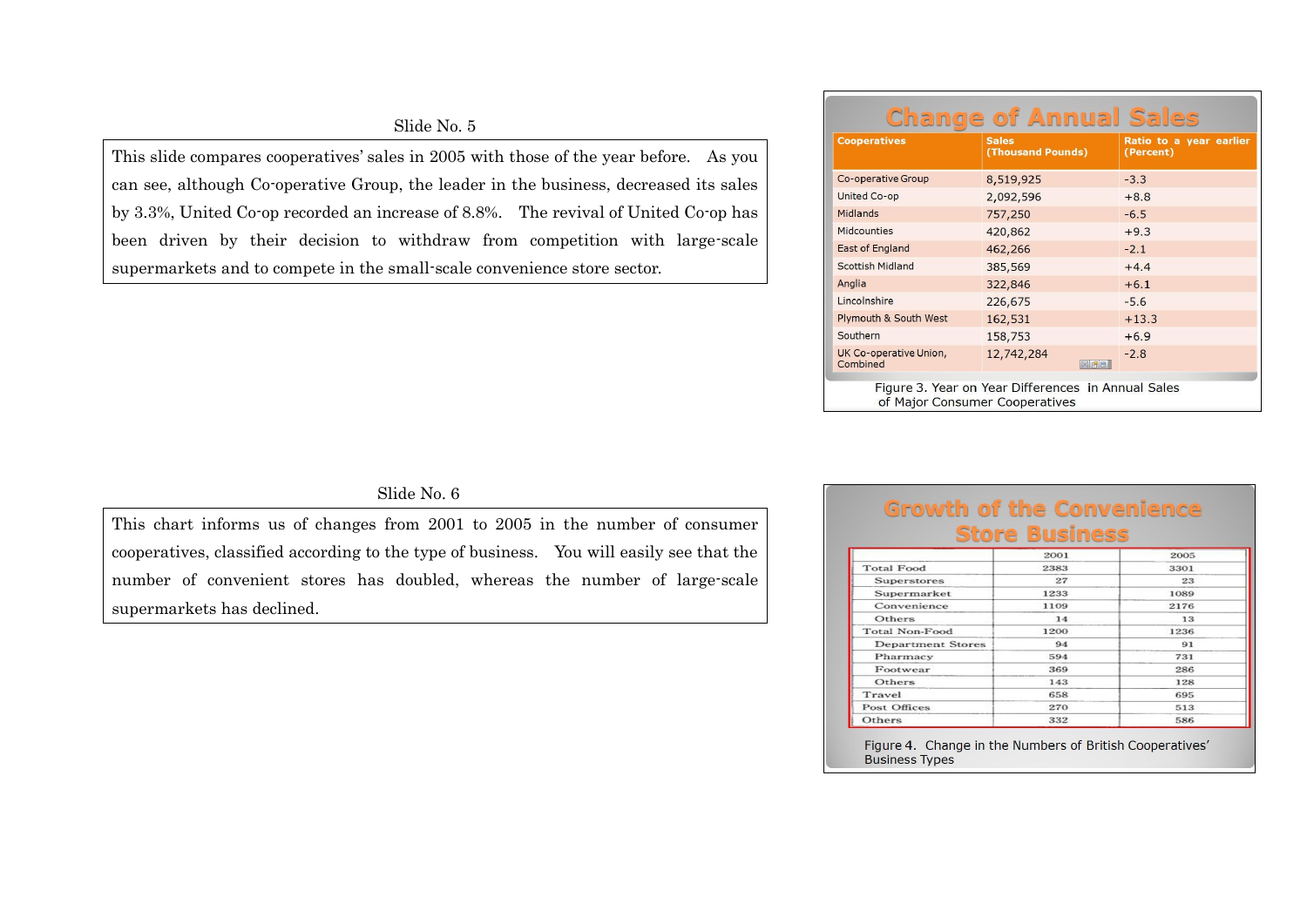Slide No. 5

This slide compares cooperatives' sales in 2005 with those of the year before. As you can see, although Co-operative Group, the leader in the business, decreased its sales by 3.3%, United Co-op recorded an increase of 8.8%. The revival of United Co-op has been driven by their decision to withdraw from competition with large-scale supermarkets and to compete in the small-scale convenience store sector.

**Change of Annual Sales**

| Cooperatives | Sales (Thousand Pounds) | Ratio to a year earlier (Percent) |
|---|---|---|
| Co-operative Group | 8,519,925 | -3.3 |
| United Co-op | 2,092,596 | +8.8 |
| Midlands | 757,250 | -6.5 |
| Midcounties | 420,862 | +9.3 |
| East of England | 462,266 | -2.1 |
| Scottish Midland | 385,569 | +4.4 |
| Anglia | 322,846 | +6.1 |
| Lincolnshire | 226,675 | -5.6 |
| Plymouth & South West | 162,531 | +13.3 |
| Southern | 158,753 | +6.9 |
| UK Co-operative Union, Combined | 12,742,284 | -2.8 |

Figure 3. Year on Year Differences in Annual Sales of Major Consumer Cooperatives

Slide No. 6

This chart informs us of changes from 2001 to 2005 in the number of consumer cooperatives, classified according to the type of business. You will easily see that the number of convenient stores has doubled, whereas the number of large-scale supermarkets has declined.

**Growth of the Convenience Store Business**

| | 2001 | 2005 |
|---|---|---|
| Total Food | 2383 | 3301 |
| Superstores | 27 | 23 |
| Supermarket | 1233 | 1089 |
| Convenience | 1109 | 2176 |
| Others | 14 | 13 |
| Total Non-Food | 1200 | 1236 |
| Department Stores | 94 | 91 |
| Pharmacy | 594 | 731 |
| Footwear | 369 | 286 |
| Others | 143 | 128 |
| Travel | 658 | 695 |
| Post Offices | 270 | 513 |
| Others | 332 | 586 |

Figure 4. Change in the Numbers of British Cooperatives' Business Types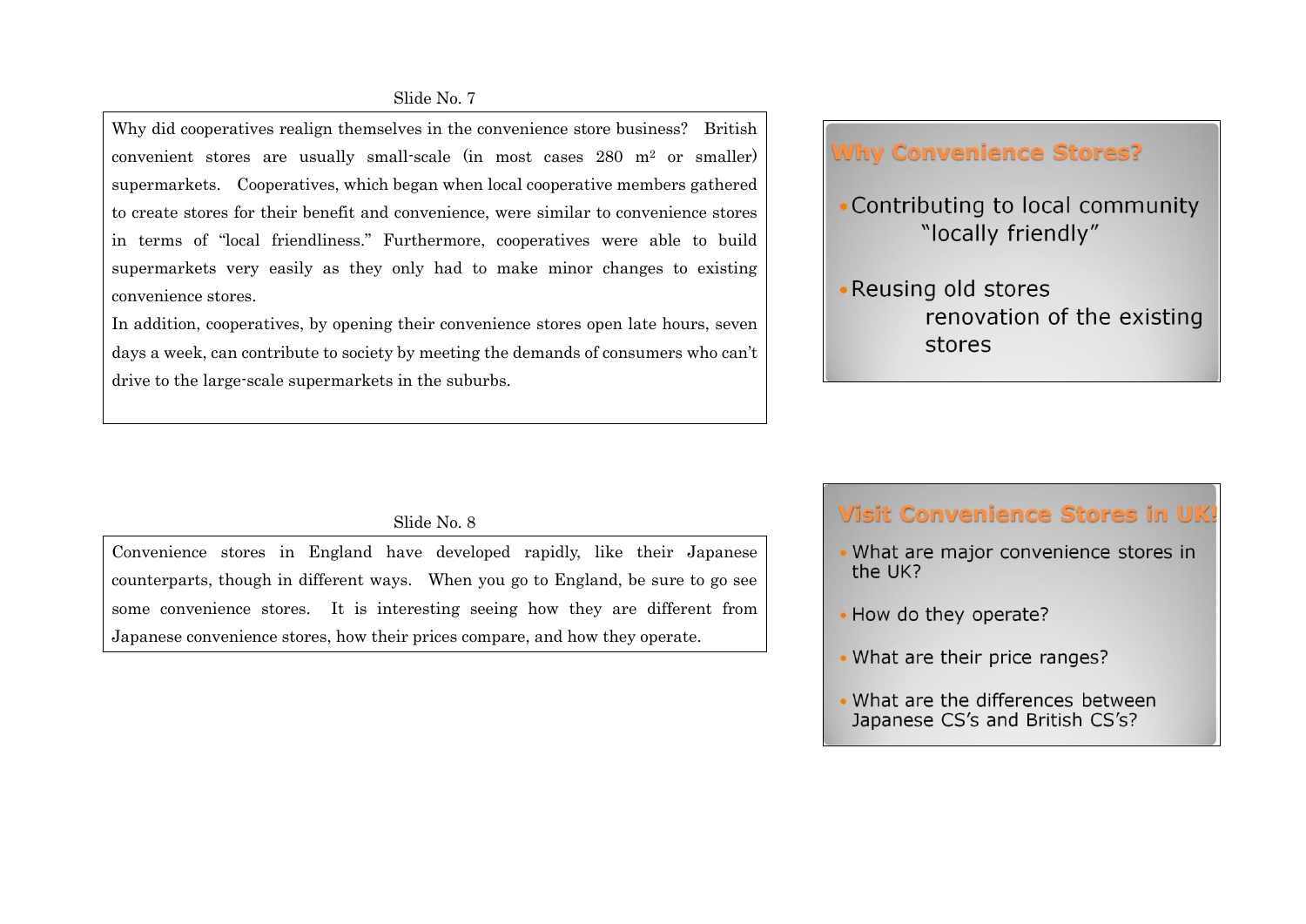Slide No. 7

Why did cooperatives realign themselves in the convenience store business? British convenient stores are usually small-scale (in most cases 280 m$^2$ or smaller) supermarkets. Cooperatives, which began when local cooperative members gathered to create stores for their benefit and convenience, were similar to convenience stores in terms of "local friendliness." Furthermore, cooperatives were able to build supermarkets very easily as they only had to make minor changes to existing convenience stores.

In addition, cooperatives, by opening their convenience stores open late hours, seven days a week, can contribute to society by meeting the demands of consumers who can't drive to the large-scale supermarkets in the suburbs.

## Why Convenience Stores?

- Contributing to local community
  "locally friendly"
- Reusing old stores
  renovation of the existing stores

Slide No. 8

Convenience stores in England have developed rapidly, like their Japanese counterparts, though in different ways. When you go to England, be sure to go see some convenience stores. It is interesting seeing how they are different from Japanese convenience stores, how their prices compare, and how they operate.

## Visit Convenience Stores in UK!

- What are major convenience stores in the UK?
- How do they operate?
- What are their price ranges?
- What are the differences between Japanese CS's and British CS's?